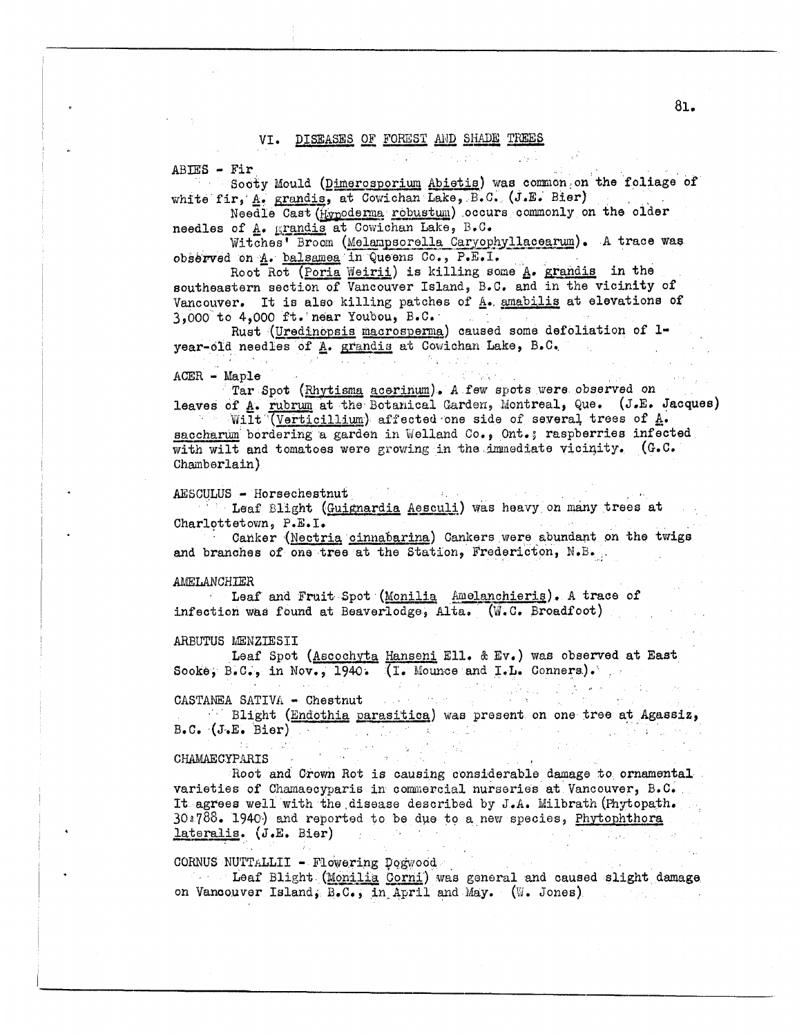## VI. DISEASES OF FOREST AND SHADE TREES

ABIES - Fir

Sooty Mould (Dimerosporium Abietis) was common on the foliage of white fir, A. grandis, at Cowichan Lake, B.C. (J.E. Bier)

Needle Cast (Hypoderma robustum) occurs commonly on the older needles of A. grandis at Cowichan Lake, B.C.

Witches' Broom (Melampsorella Caryophyllacearum). A trace was observed on A. balsamea in Queens Co., P.E.I.

Root Rot (Poria Weirii) is killing some A. grandis in the southeastern section of Vancouver Island, B.C. and in the vicinity of Vancouver. It is also killing patches of A. amabilis at elevations of 3,000 to 4,000 ft. near Youbou, B.C.

Rust (Uredinopsis macrosperma) caused some defoliation of 1-year-old needles of A. grandis at Cowichan Lake, B.C.

ACER - Maple

Tar Spot (Rhytisma acerinum). A few spots were observed on leaves of A. rubrum at the Botanical Garden, Montreal, Que. (J.E. Jacques)

Wilt (Verticillium) affected one side of several trees of A. saccharum bordering a garden in Welland Co., Ont.; raspberries infected with wilt and tomatoes were growing in the immediate vicinity. (G.C. Chamberlain)

AESCULUS - Horsechestnut

Leaf Blight (Guignardia Aesculi) was heavy on many trees at Charlottetown, P.E.I.

Canker (Nectria cinnabarina) Cankers were abundant on the twigs and branches of one tree at the Station, Fredericton, N.B.

AMELANCHIER

Leaf and Fruit Spot (Monilia Amelanchieris). A trace of infection was found at Beaverlodge, Alta. (W.C. Broadfoot)

ARBUTUS MENZIESII

Leaf Spot (Ascochyta Hanseni Ell. & Ev.) was observed at East Sooke, B.C., in Nov., 1940. (I. Mounce and I.L. Conners).

CASTANEA SATIVA - Chestnut

Blight (Endothia parasitica) was present on one tree at Agassiz, B.C. (J.E. Bier)

CHAMAECYPARIS

Root and Crown Rot is causing considerable damage to ornamental varieties of Chamaecyparis in commercial nurseries at Vancouver, B.C. It agrees well with the disease described by J.A. Milbrath (Phytopath. 30:788. 1940) and reported to be due to a new species, Phytophthora lateralis. (J.E. Bier)

CORNUS NUTTALLII - Flowering Dogwood

Leaf Blight (Monilia Corni) was general and caused slight damage on Vancouver Island, B.C., in April and May. (W. Jones)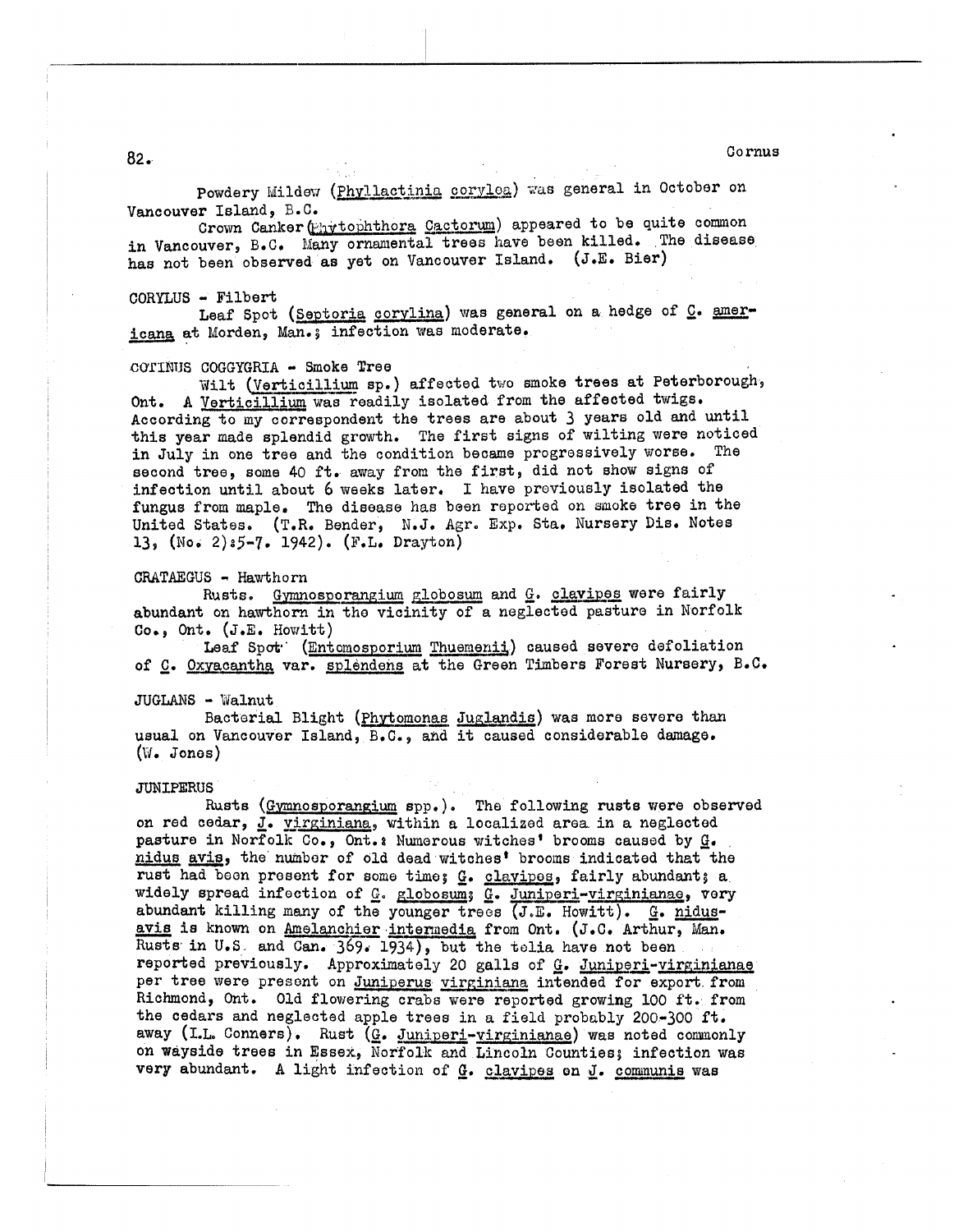Powdery Mildew (*Phyllactinia corylea*) was general in October on Vancouver Island, B.C.

Crown Canker (*Phytophthora Cactorum*) appeared to be quite common in Vancouver, B.C. Many ornamental trees have been killed. The disease has not been observed as yet on Vancouver Island. (J.E. Bier)

CORYLUS - Filbert

Leaf Spot (*Septoria corylina*) was general on a hedge of *C. americana* at Morden, Man.; infection was moderate.

COTINUS COGGYGRIA - Smoke Tree

Wilt (*Verticillium* sp.) affected two smoke trees at Peterborough, Ont. A *Verticillium* was readily isolated from the affected twigs. According to my correspondent the trees are about 3 years old and until this year made splendid growth. The first signs of wilting were noticed in July in one tree and the condition became progressively worse. The second tree, some 40 ft. away from the first, did not show signs of infection until about 6 weeks later. I have previously isolated the fungus from maple. The disease has been reported on smoke tree in the United States. (T.R. Bender, N.J. Agr. Exp. Sta. Nursery Dis. Notes 13, (No. 2):5-7. 1942). (F.L. Drayton)

CRATAEGUS - Hawthorn

Rusts. *Gymnosporangium globosum* and *G. clavipes* were fairly abundant on hawthorn in the vicinity of a neglected pasture in Norfolk Co., Ont. (J.E. Howitt)

Leaf Spot (*Entomosporium Thuemenii*) caused severe defoliation of *C. Oxyacantha* var. *splendens* at the Green Timbers Forest Nursery, B.C.

JUGLANS - Walnut

Bacterial Blight (*Phytomonas Juglandis*) was more severe than usual on Vancouver Island, B.C., and it caused considerable damage. (W. Jones)

JUNIPERUS

Rusts (*Gymnosporangium* spp.). The following rusts were observed on red cedar, *J. virginiana*, within a localized area in a neglected pasture in Norfolk Co., Ont.: Numerous witches' brooms caused by *G. nidus avis*, the number of old dead witches' brooms indicated that the rust had been present for some time; *G. clavipes*, fairly abundant; a widely spread infection of *G. globosum*; *G. Juniperi-virginianae*, very abundant killing many of the younger trees (J.E. Howitt). *G. nidus-avis* is known on *Amelanchier intermedia* from Ont. (J.C. Arthur, Man. Rusts in U.S. and Can. 369. 1934), but the telia have not been reported previously. Approximately 20 galls of *G. Juniperi-virginianae* per tree were present on *Juniperus virginiana* intended for export from Richmond, Ont. Old flowering crabs were reported growing 100 ft. from the cedars and neglected apple trees in a field probably 200-300 ft. away (I.L. Conners). Rust (*G. Juniperi-virginianae*) was noted commonly on wayside trees in Essex, Norfolk and Lincoln Counties; infection was very abundant. A light infection of *G. clavipes* on *J. communis* was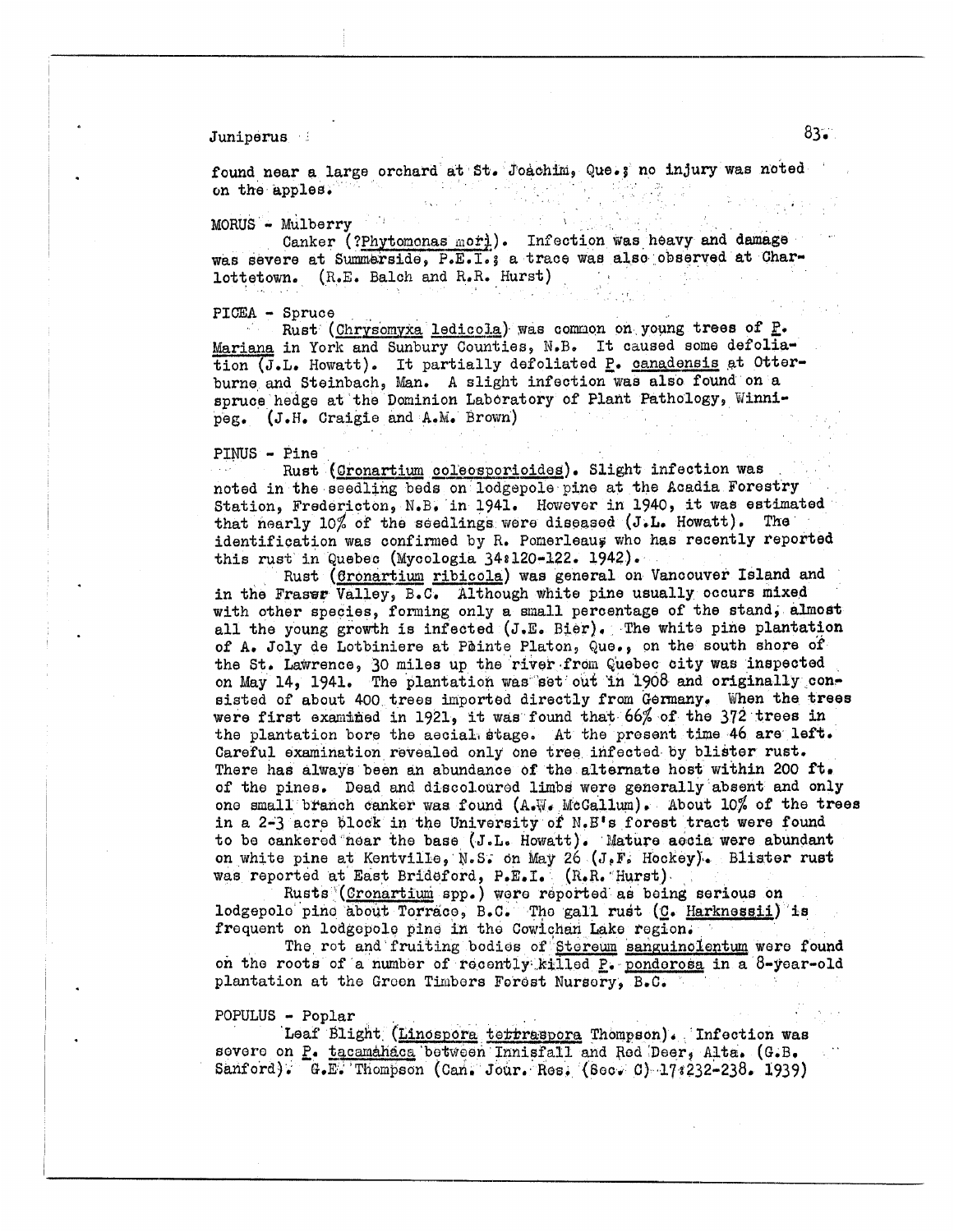found near a large orchard at St. Joachim, Que.; no injury was noted on the apples.

MORUS - Mulberry

Canker (?*Phytomonas mori*). Infection was heavy and damage was severe at Summerside, P.E.I.; a trace was also observed at Charlottetown. (R.E. Balch and R.R. Hurst)

PICEA - Spruce

Rust (*Chrysomyxa ledicola*) was common on young trees of *P. Mariana* in York and Sunbury Counties, N.B. It caused some defoliation (J.L. Howatt). It partially defoliated *P. canadensis* at Otterburne and Steinbach, Man. A slight infection was also found on a spruce hedge at the Dominion Laboratory of Plant Pathology, Winnipeg. (J.H. Craigie and A.M. Brown)

PINUS - Pine

Rust (*Cronartium coleosporioides*). Slight infection was noted in the seedling beds on lodgepole pine at the Acadia Forestry Station, Fredericton, N.B. in 1941. However in 1940, it was estimated that nearly 10% of the seedlings were diseased (J.L. Howatt). The identification was confirmed by R. Pomerleau, who has recently reported this rust in Quebec (Mycologia 34:120-122. 1942).

Rust (*Cronartium ribicola*) was general on Vancouver Island and in the Fraser Valley, B.C. Although white pine usually occurs mixed with other species, forming only a small percentage of the stand, almost all the young growth is infected (J.E. Bier). The white pine plantation of A. Joly de Lotbiniere at Pointe Platon, Que., on the south shore of the St. Lawrence, 30 miles up the river from Quebec city was inspected on May 14, 1941. The plantation was set out in 1908 and originally consisted of about 400 trees imported directly from Germany. When the trees were first examined in 1921, it was found that 66% of the 372 trees in the plantation bore the aecial stage. At the present time 46 are left. Careful examination revealed only one tree infected by blister rust. There has always been an abundance of the alternate host within 200 ft. of the pines. Dead and discoloured limbs were generally absent and only one small branch canker was found (A.W. McCallum). About 10% of the trees in a 2-3 acre block in the University of N.B's forest tract were found to be cankered near the base (J.L. Howatt). Mature aecia were abundant on white pine at Kentville, N.S. on May 26 (J.F. Hockey). Blister rust was reported at East Brideford, P.E.I. (R.R. Hurst)

Rusts (*Cronartium* spp.) were reported as being serious on lodgepole pine about Terrace, B.C. The gall rust (*C. Harknessii*) is frequent on lodgepole pine in the Cowichan Lake region.

The rot and fruiting bodies of *Stereum sanguinolentum* were found on the roots of a number of recently killed *P. ponderosa* in a 8-year-old plantation at the Green Timbers Forest Nursery, B.C.

POPULUS - Poplar

Leaf Blight (*Linospora tetraspora* Thompson). Infection was severe on *P. tacamahaca* between Innisfail and Red Deer, Alta. (G.B. Sanford). G.E. Thompson (Can. Jour. Res. (Sec. C) 17:232-238. 1939)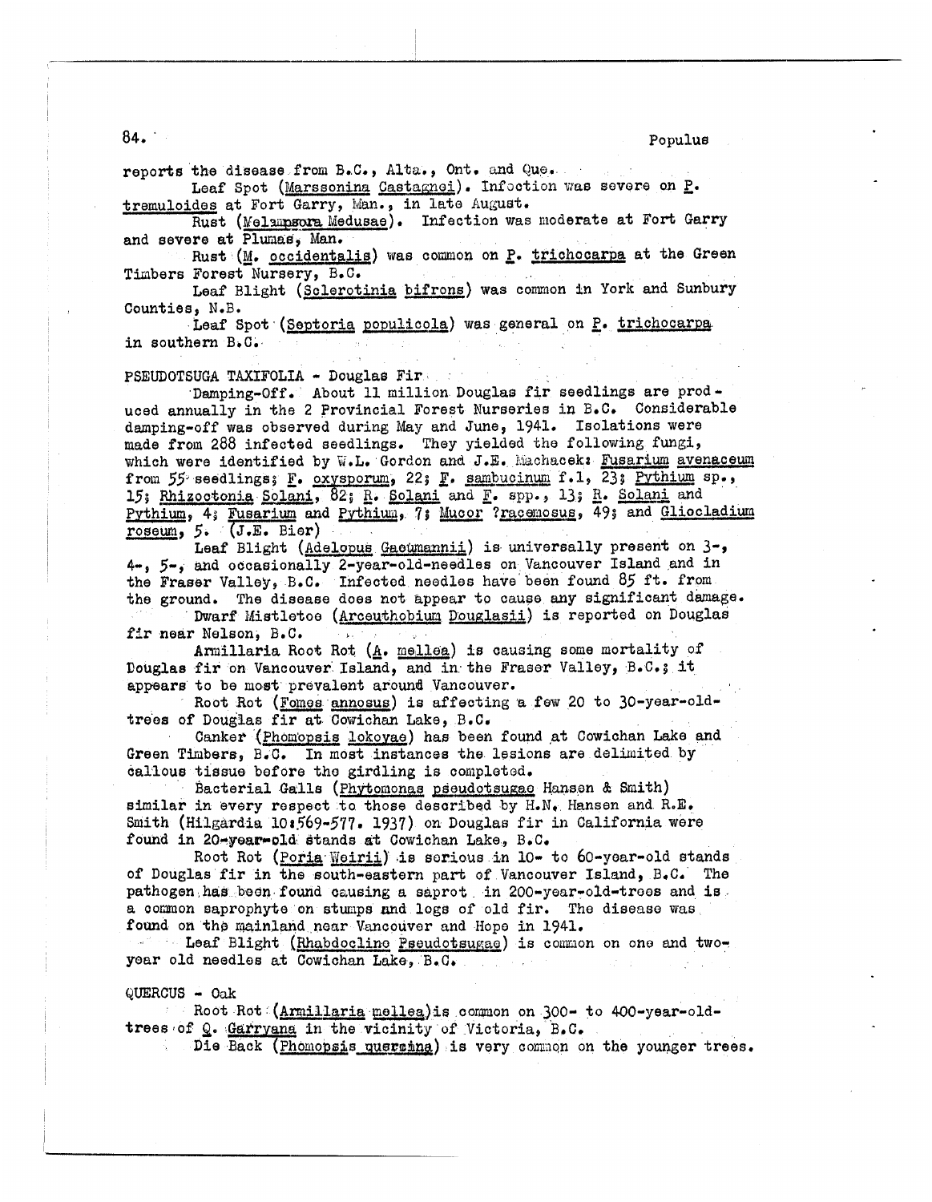reports the disease from B.C., Alta., Ont. and Que.

Leaf Spot (Marssonina Castagnei). Infection was severe on P. tremuloides at Fort Garry, Man., in late August.

Rust (Melampsora Medusae). Infection was moderate at Fort Garry and severe at Plumas, Man.

Rust (M. occidentalis) was common on P. trichocarpa at the Green Timbers Forest Nursery, B.C.

Leaf Blight (Sclerotinia bifrons) was common in York and Sunbury Counties, N.B.

Leaf Spot (Septoria populicola) was general on P. trichocarpa in southern B.C.

PSEUDOTSUGA TAXIFOLIA - Douglas Fir

Damping-Off. About 11 million Douglas fir seedlings are produced annually in the 2 Provincial Forest Nurseries in B.C. Considerable damping-off was observed during May and June, 1941. Isolations were made from 288 infected seedlings. They yielded the following fungi, which were identified by W.L. Gordon and J.E. Machacek: Fusarium avenaceum from 55 seedlings; F. oxysporum, 22; F. sambucinum f.1, 23; Pythium sp., 15; Rhizoctonia Solani, 82; R. Solani and F. spp., 13; R. Solani and Pythium, 4; Fusarium and Pythium, 7; Mucor ?racemosus, 49; and Gliocladium roseum, 5. (J.E. Bier)

Leaf Blight (Adelopus Gaeumannii) is universally present on 3-, 4-, 5-, and occasionally 2-year-old-needles on Vancouver Island and in the Fraser Valley, B.C. Infected needles have been found 85 ft. from the ground. The disease does not appear to cause any significant damage.

Dwarf Mistletoe (Arceuthobium Douglasii) is reported on Douglas fir near Nelson, B.C.

Armillaria Root Rot (A. mellea) is causing some mortality of Douglas fir on Vancouver Island, and in the Fraser Valley, B.C.; it appears to be most prevalent around Vancouver.

Root Rot (Fomes annosus) is affecting a few 20 to 30-year-old-trees of Douglas fir at Cowichan Lake, B.C.

Canker (Phomopsis lokoyae) has been found at Cowichan Lake and Green Timbers, B.C. In most instances the lesions are delimited by callous tissue before the girdling is completed.

Bacterial Galls (Phytomonas pseudotsugae Hansen & Smith) similar in every respect to those described by H.N. Hansen and R.E. Smith (Hilgardia 10:569-577. 1937) on Douglas fir in California were found in 20-year-old stands at Cowichan Lake, B.C.

Root Rot (Poria Weirii) is serious in 10- to 60-year-old stands of Douglas fir in the south-eastern part of Vancouver Island, B.C. The pathogen has been found causing a saprot in 200-year-old-trees and is a common saprophyte on stumps and logs of old fir. The disease was found on the mainland near Vancouver and Hope in 1941.

Leaf Blight (Rhabdocline Pseudotsugae) is common on one and two-year old needles at Cowichan Lake, B.C.

QUERCUS - Oak

Root Rot (Armillaria mellea) is common on 300- to 400-year-old-trees of Q. Garryana in the vicinity of Victoria, B.C.

Die Back (Phomopsis quercina) is very common on the younger trees.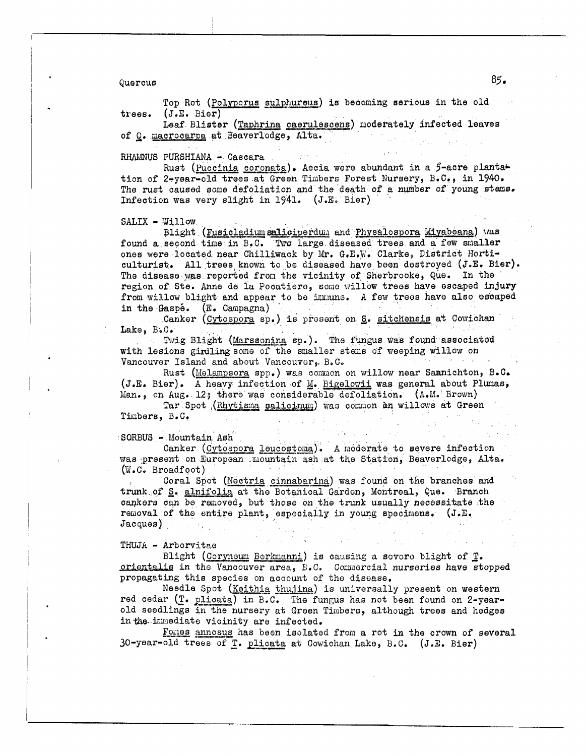Quercus

Top Rot (Polyporus sulphureus) is becoming serious in the old trees. (J.E. Bier)

Leaf Blister (Taphrina caerulescens) moderately infected leaves of Q. macrocarpa at Beaverlodge, Alta.

RHAMNUS PURSHIANA - Cascara

Rust (Puccinia coronata). Aecia were abundant in a 5-acre plantation of 2-year-old trees at Green Timbers Forest Nursery, B.C., in 1940. The rust caused some defoliation and the death of a number of young stems. Infection was very slight in 1941. (J.E. Bier)

SALIX - Willow

Blight (Fusicladium saliciperdum and Physalospora Miyabeana) was found a second time in B.C. Two large diseased trees and a few smaller ones were located near Chilliwack by Mr. G.E.W. Clarke, District Horticulturist. All trees known to be diseased have been destroyed (J.E. Bier). The disease was reported from the vicinity of Sherbrooke, Que. In the region of Ste. Anne de la Pocatiere, some willow trees have escaped injury from willow blight and appear to be immune. A few trees have also escaped in the Gaspé. (E. Campagna)

Canker (Cytospora sp.) is present on S. sitchensis at Cowichan Lake, B.C.

Twig Blight (Marssonina sp.). The fungus was found associated with lesions girdling some of the smaller stems of weeping willow on Vancouver Island and about Vancouver, B.C.

Rust (Melampsora spp.) was common on willow near Saanichton, B.C. (J.E. Bier). A heavy infection of M. Bigelowii was general about Plumas, Man., on Aug. 12; there was considerable defoliation. (A.M. Brown)

Tar Spot (Rhytisma salicinum) was common on willows at Green Timbers, B.C.

SORBUS - Mountain Ash

Canker (Cytospora leucostoma). A moderate to severe infection was present on European mountain ash at the Station, Beaverlodge, Alta. (W.C. Broadfoot)

Coral Spot (Nectria cinnabarina) was found on the branches and trunk of S. alnifolia at the Botanical Garden, Montreal, Que. Branch cankers can be removed, but those on the trunk usually necessitate the removal of the entire plant, especially in young specimens. (J.E. Jacques)

THUJA - Arborvitae

Blight (Coryneum Berkmanni) is causing a severe blight of T. orientalis in the Vancouver area, B.C. Commercial nurseries have stopped propagating this species on account of the disease.

Needle Spot (Keithia thujina) is universally present on western red cedar (T. plicata) in B.C. The fungus has not been found on 2-year-old seedlings in the nursery at Green Timbers, although trees and hedges in the immediate vicinity are infected.

Fomes annosus has been isolated from a rot in the crown of several 30-year-old trees of T. plicata at Cowichan Lake, B.C. (J.E. Bier)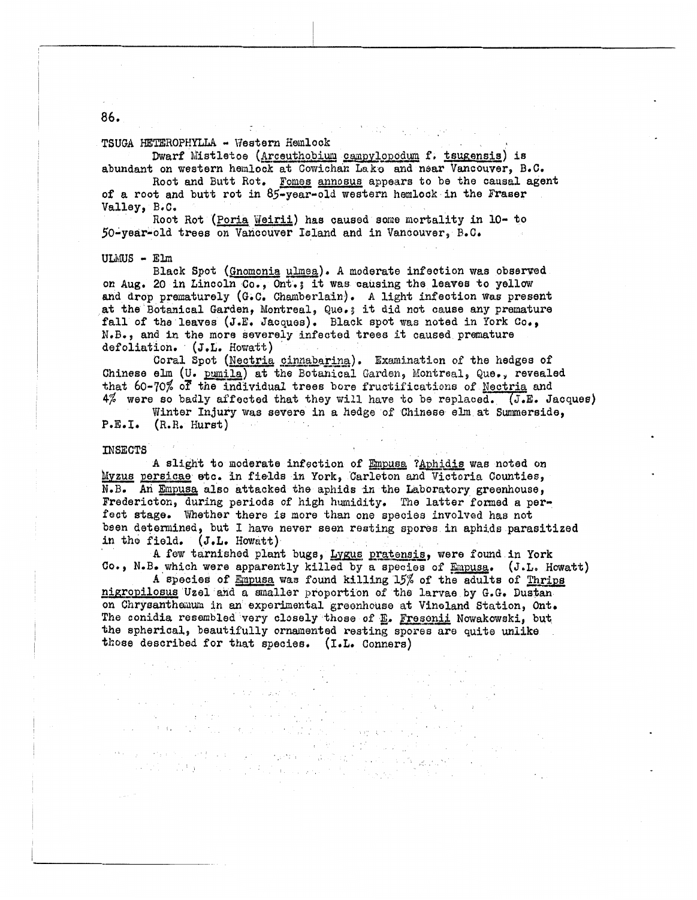TSUGA HETEROPHYLLA - Western Hemlock

Dwarf Mistletoe (*Arceuthobium campylopodum* f. *tsugensis*) is abundant on western hemlock at Cowichan Lake and near Vancouver, B.C.

Root and Butt Rot. *Fomes annosus* appears to be the causal agent of a root and butt rot in 85-year-old western hemlock in the Fraser Valley, B.C.

Root Rot (*Poria Weirii*) has caused some mortality in 10- to 50-year-old trees on Vancouver Island and in Vancouver, B.C.

ULMUS - Elm

Black Spot (*Gnomonia ulmea*). A moderate infection was observed on Aug. 20 in Lincoln Co., Ont.; it was causing the leaves to yellow and drop prematurely (G.C. Chamberlain). A light infection was present at the Botanical Garden, Montreal, Que.; it did not cause any premature fall of the leaves (J.E. Jacques). Black spot was noted in York Co., N.B., and in the more severely infected trees it caused premature defoliation. (J.L. Howatt)

Coral Spot (*Nectria cinnabarina*). Examination of the hedges of Chinese elm (*U. pumila*) at the Botanical Garden, Montreal, Que., revealed that 60-70% of the individual trees bore fructifications of *Nectria* and 4% were so badly affected that they will have to be replaced. (J.E. Jacques)

Winter Injury was severe in a hedge of Chinese elm at Summerside, P.E.I. (R.R. Hurst)

INSECTS

A slight to moderate infection of *Empusa ?Aphidis* was noted on *Myzus persicae* etc. in fields in York, Carleton and Victoria Counties, N.B. An *Empusa* also attacked the aphids in the Laboratory greenhouse, Fredericton, during periods of high humidity. The latter formed a perfect stage. Whether there is more than one species involved has not been determined, but I have never seen resting spores in aphids parasitized in the field. (J.L. Howatt)

A few tarnished plant bugs, *Lygus pratensis*, were found in York Co., N.B. which were apparently killed by a species of *Empusa*. (J.L. Howatt)

A species of *Empusa* was found killing 15% of the adults of *Thrips nigropilosus* Uzel and a smaller proportion of the larvae by G.G. Dustan on Chrysanthemum in an experimental greenhouse at Vineland Station, Ont. The conidia resembled very closely those of *E. Fresenii* Nowakowski, but the spherical, beautifully ornamented resting spores are quite unlike those described for that species. (I.L. Conners)